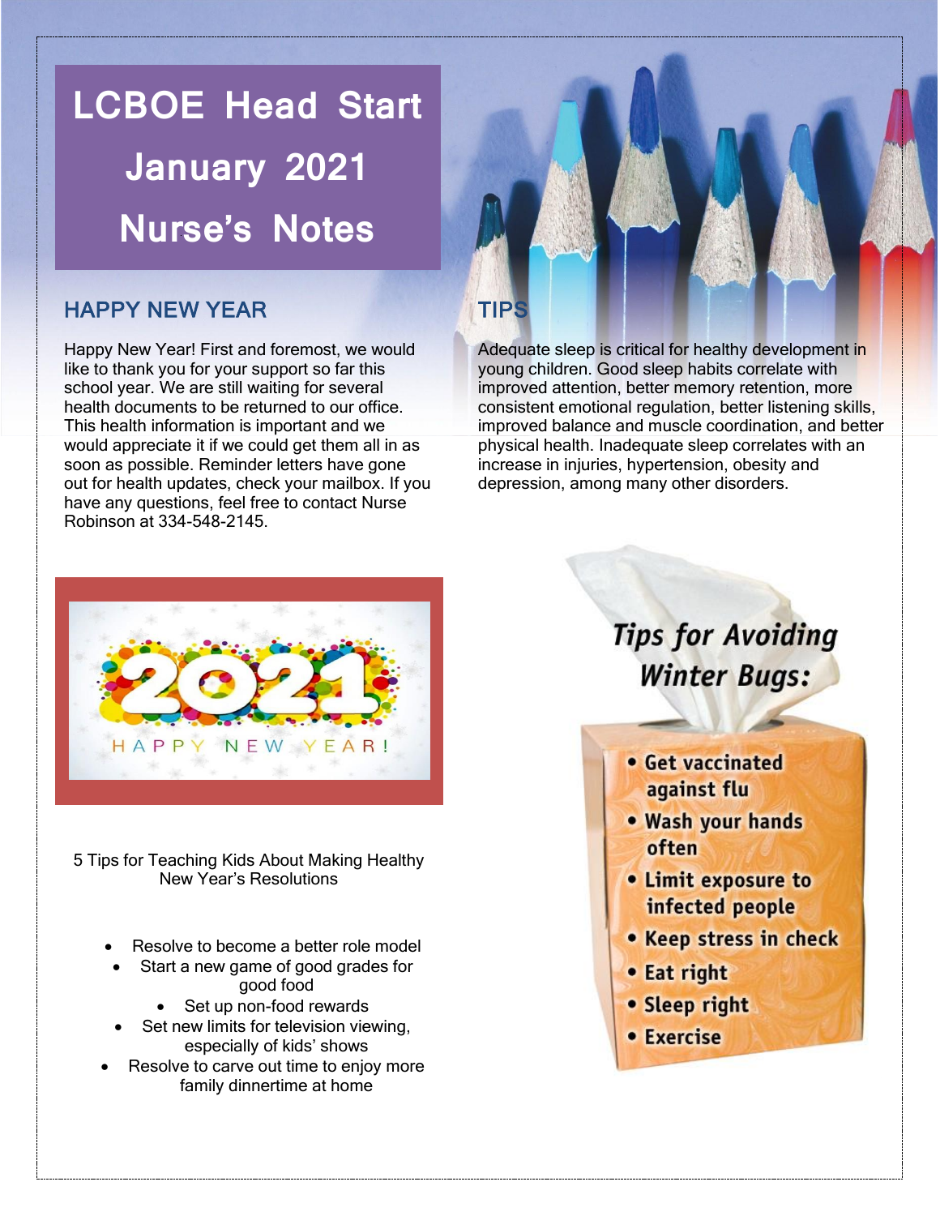# LCBOE Head Start January 2021 Nurse's Notes

## HAPPY NEW YEAR

Happy New Year! First and foremost, we would like to thank you for your support so far this school year. We are still waiting for several health documents to be returned to our office. This health information is important and we would appreciate it if we could get them all in as soon as possible. Reminder letters have gone out for health updates, check your mailbox. If you have any questions, feel free to contact Nurse Robinson at 334-548-2145.

## TIPS

Adequate sleep is critical for healthy development in young children. Good sleep habits correlate with improved attention, better memory retention, more consistent emotional regulation, better listening skills, improved balance and muscle coordination, and better physical health. Inadequate sleep correlates with an increase in injuries, hypertension, obesity and depression, among many other disorders.

2021 HAPPY NEW YEAR!

5 Tips for Teaching Kids About Making Healthy New Year's Resolutions

- Resolve to become a better role model
- Start a new game of good grades for good food
- Set up non-food rewards
- Set new limits for television viewing, especially of kids' shows
- Resolve to carve out time to enjoy more family dinnertime at home

### Tips for Avoiding Winter Bugs:

- Get vaccinated against flu
- Wash your hands often
- Limit exposure to infected people
- Keep stress in check
- Eat right
- Sleep right
- Exercise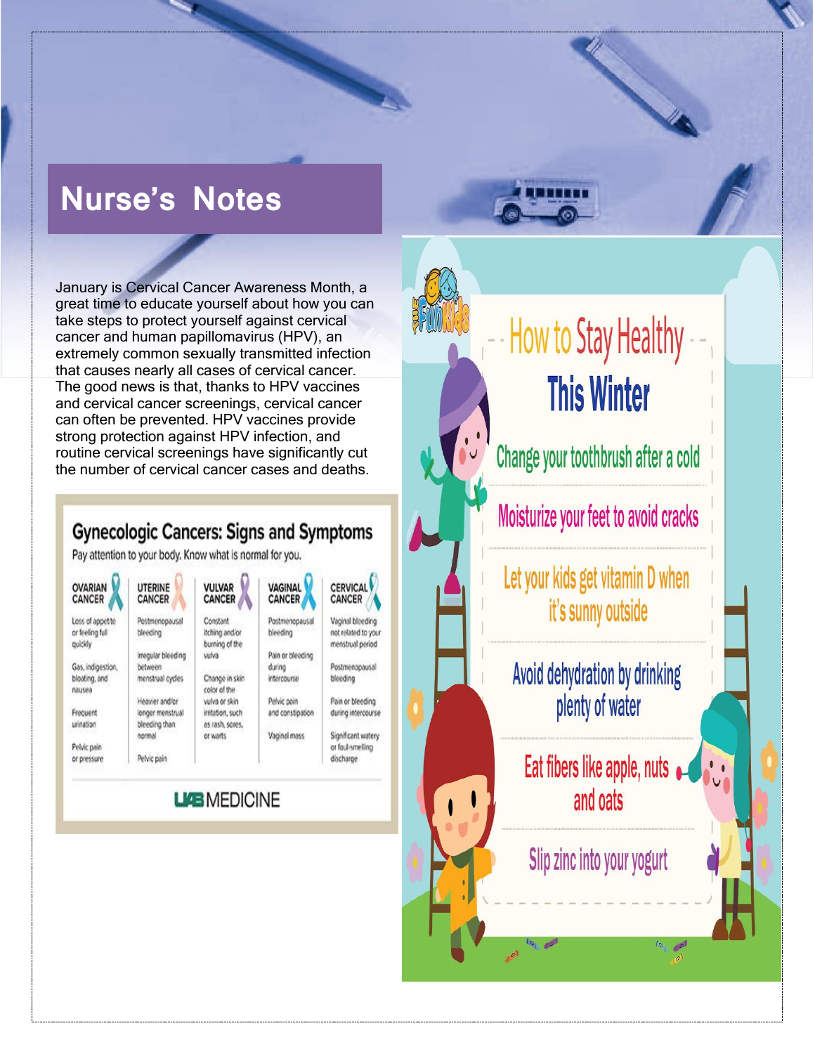# Nurse's Notes

January is Cervical Cancer Awareness Month, a great time to educate yourself about how you can take steps to protect yourself against cervical cancer and human papillomavirus (HPV), an extremely common sexually transmitted infection that causes nearly all cases of cervical cancer. The good news is that, thanks to HPV vaccines and cervical cancer screenings, cervical cancer can often be prevented. HPV vaccines provide strong protection against HPV infection, and routine cervical screenings have significantly cut the number of cervical cancer cases and deaths.

## Gynecologic Cancers: Signs and Symptoms

Pay attention to your body. Know what is normal for you.

| OVARIAN CANCER | UTERINE CANCER | VULVAR CANCER | VAGINAL CANCER | CERVICAL CANCER |
|---|---|---|---|---|
| Loss of appetite or feeling full quickly | Postmenopausal bleeding | Constant itching and/or burning of the vulva | Postmenopausal bleeding | Vaginal bleeding not related to your menstrual period |
| Gas, indigestion, bloating, and nausea | Irregular bleeding between menstrual cycles | Change in skin color of the vulva or skin irritation, such as rash, sores, or warts | Pain or bleeding during intercourse | Postmenopausal bleeding |
| Frequent urination | Heavier and/or longer menstrual bleeding than normal | | Pelvic pain and constipation | Pain or bleeding during intercourse |
| Pelvic pain or pressure | Pelvic pain | | Vaginal mass | Significant watery or foul-smelling discharge |

UAB MEDICINE

## How to Stay Healthy This Winter

- Change your toothbrush after a cold
- Moisturize your feet to avoid cracks
- Let your kids get vitamin D when it's sunny outside
- Avoid dehydration by drinking plenty of water
- Eat fibers like apple, nuts and oats
- Slip zinc into your yogurt